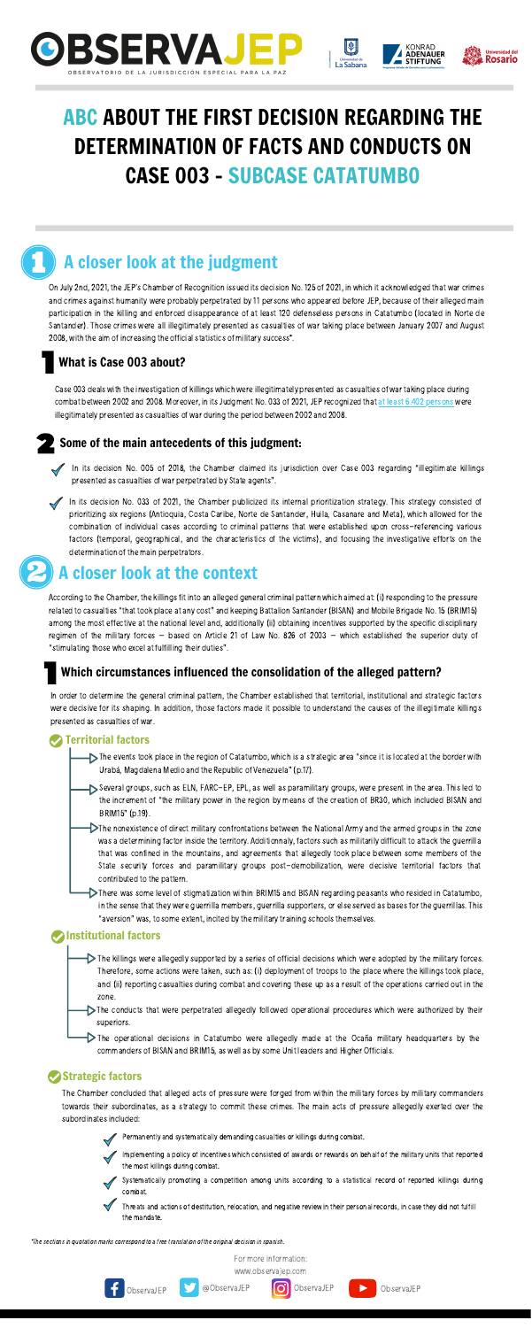# ABC ABOUT THE FIRST DECISION REGARDING THE DETERMINATION OF FACTS AND CONDUCTS ON CASE 003 - SUBCASE CATATUMBO

## 1 A closer look at the judgment

On July 2nd, 2021, the JEP's Chamber of Recognition issued its decision No. 125 of 2021, in which it acknowledged that war crimes and crimes against humanity were probably perpetrated by 11 persons who appeared before JEP, because of their alleged main participation in the killing and enforced disappearance of at least 120 defenseless persons in Catatumbo (located in Norte de Santander). Those crimes were all illegitimately presented as casualties of war taking place between January 2007 and August 2008, with the aim of increasing the official statistics of military success".

### 1 What is Case 003 about?

Case 003 deals with the investigation of killings which were illegitimately presented as casualties of war taking place during combat between 2002 and 2008. Moreover, in its Judgment No. 033 of 2021, JEP recognized that at least 6.402 persons were illegitimately presented as casualties of war during the period between 2002 and 2008.

### 2 Some of the main antecedents of this judgment:

- In its decision No. 005 of 2018, the Chamber claimed its jurisdiction over Case 003 regarding "illegitimate killings presented as casualties of war perpetrated by State agents".
- In its decision No. 033 of 2021, the Chamber publicized its internal prioritization strategy. This strategy consisted of prioritizing six regions (Antioquia, Costa Caribe, Norte de Santander, Huila, Casanare and Meta), which allowed for the combination of individual cases according to criminal patterns that were established upon cross-referencing various factors (temporal, geographical, and the characteristics of the victims), and focusing the investigative efforts on the determination of the main perpetrators.

## 2 A closer look at the context

According to the Chamber, the killings fit into an alleged general criminal pattern which aimed at: (i) responding to the pressure related to casualties "that took place at any cost" and keeping Battalion Santander (BISAN) and Mobile Brigade No. 15 (BRIM15) among the most effective at the national level and, additionally (ii) obtaining incentives supported by the specific disciplinary regimen of the military forces – based on Article 21 of Law No. 826 of 2003 – which established the superior duty of "stimulating those who excel at fulfilling their duties".

### 1 Which circumstances influenced the consolidation of the alleged pattern?

In order to determine the general criminal pattern, the Chamber established that territorial, institutional and strategic factors were decisive for its shaping. In addition, those factors made it possible to understand the causes of the illegitimate killings presented as casualties of war.

#### Territorial factors

- The events took place in the region of Catatumbo, which is a strategic area "since it is located at the border with Urabá, Magdalena Medio and the Republic of Venezuela" (p.17).
- Several groups, such as ELN, FARC-EP, EPL, as well as paramilitary groups, were present in the area. This led to the increment of "the military power in the region by means of the creation of BR30, which included BISAN and BRIM15" (p.19).
- The nonexistence of direct military confrontations between the National Army and the armed groups in the zone was a determining factor inside the territory. Additionnaly, factors such as militarily difficult to attack the guerrilla that was confined in the mountains, and agreements that allegedly took place between some members of the State security forces and paramilitary groups post-demobilization, were decisive territorial factors that contributed to the pattern.
- There was some level of stigmatization within BRIM15 and BISAN regarding peasants who resided in Catatumbo, in the sense that they were guerrilla members, guerrilla supporters, or else served as bases for the guerrillas. This "aversion" was, to some extent, incited by the military training schools themselves.

#### Institutional factors

- The killings were allegedly supported by a series of official decisions which were adopted by the military forces. Therefore, some actions were taken, such as: (i) deployment of troops to the place where the killings took place, and (ii) reporting casualties during combat and covering these up as a result of the operations carried out in the zone.
- The conducts that were perpetrated allegedly followed operational procedures which were authorized by their superiors.
- The operational decisions in Catatumbo were allegedly made at the Ocaña military headquarters by the commanders of BISAN and BRIM15, as well as by some Unit leaders and Higher Officials.

#### Strategic factors

The Chamber concluded that alleged acts of pressure were forged from within the military forces by military commanders towards their subordinates, as a strategy to commit these crimes. The main acts of pressure allegedly exerted over the subordinates included:

- Permanently and systematically demanding casualties or killings during combat.
- Implementing a policy of incentives which consisted of awards or rewards on behalf of the military units that reported the most killings during combat.
- Systematically promoting a competition among units according to a statistical record of reported killings during combat.
- Threats and actions of destitution, relocation, and negative review in their personal records, in case they did not fulfill the mandate.

*The sections in quotation marks correspond to a free translation of the original decision in spanish.

For more information:
www.observajep.com

ObservaJEP | @ObservaJEP | ObservaJEP | ObservaJEP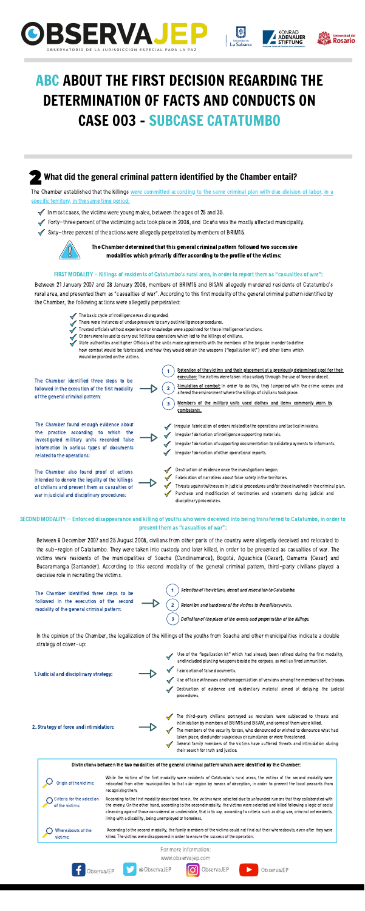# ABC ABOUT THE FIRST DECISION REGARDING THE DETERMINATION OF FACTS AND CONDUCTS ON CASE 003 - SUBCASE CATATUMBO

## 2 What did the general criminal pattern identified by the Chamber entail?

The Chamber established that the killings were committed according to the same criminal plan with due division of labor, in a specific territory, in the same time period:

- In most cases, the victims were young males, between the ages of 25 and 35.
- Forty-three percent of the victimizing acts took place in 2008, and Ocaña was the mostly affected municipality.
- Sixty-three percent of the actions were allegedly perpetrated by members of BRIM15.

**The Chamber determined that this general criminal pattern followed two successive modalities which primarily differ according to the profile of the victims:**

### FIRST MODALITY – Killings of residents of Catatumbo's rural area, in order to report them as "casualties of war":

Between 21 January 2007 and 28 January 2008, members of BRIM15 and BISAN allegedly murdered residents of Catatumbo's rural area, and presented them as "casualties of war". According to this first modality of the general criminal pattern identified by the Chamber, the following actions were allegedly perpetrated:

- The basic cycle of intelligence was disregarded.
- There were instances of undue pressure to carry out intelligence procedures.
- Trusted officials without experience or knowledge were appointed for these intelligence functions.
- Orders were issued to carry out fictitious operations which led to the killings of civilians.
- State authorities and Higher Officials of the units made agreements with the members of the brigade in order to define how combat would be fabricated, and how they would obtain the weapons ("legalization kit") and other items which would be planted on the victims.

The Chamber identified three steps to be followed in the execution of the first modality of the general criminal pattern:

1. Retention of the victims and their placement at a previously determined spot for their execution: The victims were taken into custody through the use of force or deceit.
2. Simulation of combat: In order to do this, they tampered with the crime scenes and altered the environment where the killings of civilians took place.
3. Members of the military units used clothes and items commonly worn by combatants.

The Chamber found enough evidence about the practice according to which the investigated military units recorded false information in various types of documents related to the operations:

- Irregular fabrication of orders related to the operations and tactical missions.
- Irregular fabrication of intelligence supporting materials.
- Irregular fabrication of supporting documentation to validate payments to informants.
- Irregular fabrication of other operational reports.

The Chamber also found proof of actions intended to denote the legality of the killings of civilians and present them as casualties of war in judicial and disciplinary procedures:

- Destruction of evidence once the investigations began.
- Fabrication of narratives about false safety in the territories.
- Threats against witnesses in judicial procedures and/or those involved in the criminal plan.
- Purchase and modification of testimonies and statements during judicial and disciplinary procedures.

### SECOND MODALITY – Enforced disappearance and killing of youths who were deceived into being transferred to Catatumbo, in order to present them as "casualties of war":

Between 6 December 2007 and 25 August 2008, civilians from other parts of the country were allegedly deceived and relocated to the sub-region of Catatumbo. They were taken into custody and later killed, in order to be presented as casualties of war. The victims were residents of the municipalities of Soacha (Cundinamarca), Bogotá, Aguachica (Cesar), Gamarra (Cesar) and Bucaramanga (Santander). According to this second modality of the general criminal pattern, third-party civilians played a decisive role in recruiting the victims.

The Chamber identified three steps to be followed in the execution of the second modality of the general criminal pattern:

1. *Selection of the victims, deceit and relocation to Catatumbo.*
2. *Retention and handover of the victims to the military units.*
3. *Definition of the place of the events and perpetration of the killings.*

In the opinion of the Chamber, the legalization of the killings of the youths from Soacha and other municipalities indicate a double strategy of cover-up:

**1. Judicial and disciplinary strategy:**

- Use of the "legalization kit" which had already been refined during the first modality, and included planting weapons beside the corpses, as well as fired ammunition.
- Fabrication of false documents.
- Use of false witnesses and homogenization of versions among the members of the troops.
- Destruction of evidence and evidentiary material aimed at delaying the judicial procedures.

**2. Strategy of force and intimidation:**

- The third-party civilians portrayed as recruiters were subjected to threats and intimidation by members of BRIM15 and BISAN, and some of them were killed.
- The members of the security forces, who denounced or wished to denounce what had taken place, died under suspicious circumstances or were threatened.
- Several family members of the victims have suffered threats and intimidation during their search for truth and justice.

**Distinctions between the two modalities of the general criminal pattern which were identified by the Chamber:**

| | |
|---|---|
| Origin of the victims: | While the victims of the first modality were residents of Catatumbo's rural areas, the victims of the second modality were relocated from other municipalities to that sub-region by means of deception, in order to prevent the local peasants from recognizing them. |
| Criteria for the selection of the victims: | According to the first modality described herein, the victims were selected due to unfounded rumors that they collaborated with the enemy. On the other hand, according to the second modality, the victims were selected and killed following a logic of social cleansing against those considered as undesirable, that is to say, according to criteria such as drug use, criminal antecedents, living with a disability, being unemployed or homeless. |
| Whereabouts of the victims: | According to the second modality, the family members of the victims could not find out their whereabouts, even after they were killed. The victims were disappeared in order to ensure the success of the operation. |

For more information:
www.observajep.com

ObservaJEP | @ObservaJEP | ObservaJEP | ObservaJEP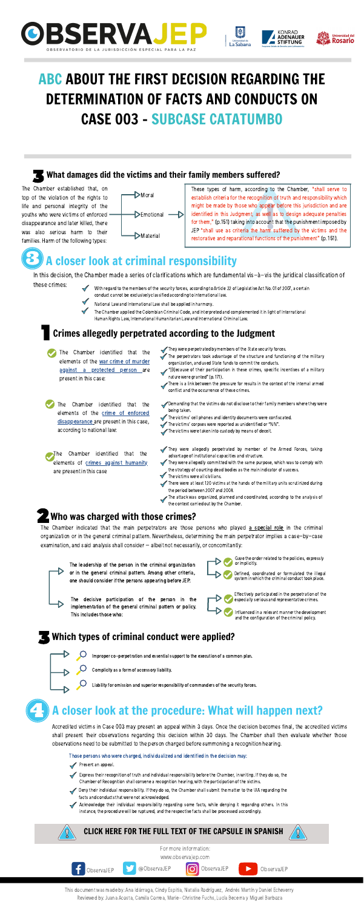# ABC ABOUT THE FIRST DECISION REGARDING THE DETERMINATION OF FACTS AND CONDUCTS ON CASE 003 - SUBCASE CATATUMBO

## 3 What damages did the victims and their family members suffered?

The Chamber established that, on top of the violation of the rights to life and personal integrity of the youths who were victims of enforced disappearance and later killed, there was also serious harm to their families. Harm of the following types:

- Moral
- Emotional
- Material

These types of harm, according to the Chamber, "shall serve to establish criteria for the recognition of truth and responsibility which might be made by those who appear before this jurisdiction and are identified in this Judgment, as well as to design adequate penalties for them," (p.151) taking into account that the punishment imposed by JEP "shall use as criteria the harm suffered by the victims and the restorative and reparational functions of the punishment" (p.151).

# 3 A closer look at criminal responsibility

In this decision, the Chamber made a series of clarifications which are fundamental vis-à-vis the juridical classification of these crimes:

- With regard to the members of the security forces, according to Article 22 of Legislative Act No. 01 of 2007, a certain conduct cannot be exclusively classified according to international law.
- National Law and International Law shall be applied in harmony.
- The Chamber applied the Colombian Criminal Code, and interpreted and complemented it in light of International Human Rights Law, International Humanitarian Law and International Criminal Law.

## 1 Crimes allegedly perpetrated according to the Judgment

The Chamber identified that the elements of the war crime of murder against a protected person are present in this case:

- They were perpetrated by members of the State security forces.
- The perpetrators took advantage of the structure and functioning of the military organization, and used State funds to commit the conducts.
- "[B]ecause of their participation in these crimes, specific incentives of a military nature were granted" (p. 171).
- There is a link between the pressure for results in the context of the internal armed conflict and the occurrence of these crimes.

The Chamber identified that the elements of the crime of enforced disappearance are present in this case, according to national law:

- Demanding that the victims do not disclose to their family members where they were being taken.
- The victims' cell phones and identity documents were confiscated.
- The victims' corpses were reported as unidentified or "NN".
- The victims were taken into custody by means of deceit.

The Chamber identified that the elements of crimes against humanity are present in this case

- They were allegedly perpetrated by member of the Armed Forces, taking advantage of institutional capacities and structure.
- They were allegedly committed with the same purpose, which was to comply with the strategy of counting dead bodies as the main indicator of success.
- The victims were all civilians.
- There were at least 120 victims at the hands of the military units scrutinized during the period between 2007 and 2008.
- The attack was organized, planned and coordinated, according to the analysis of the context carried out by the Chamber.

## 2 Who was charged with those crimes?

The Chamber indicated that the main perpetrators are those persons who played a special role in the criminal organization or in the general criminal pattern. Nevertheless, determining the main perpetrator implies a case-by-case examination, and said analysis shall consider – albeit not necessarily, or concomitantly:

The leadership of the person in the criminal organization or in the general criminal pattern. Among other criteria, one should consider if the persons appearing before JEP:

- Gave the order related to the policies, expressly or implicitly.
- Defined, coordinated or formulated the illegal system in which the criminal conduct took place.

The decisive participation of the person in the implementation of the general criminal pattern or policy. This includes those who:

- Effectively participated in the perpetration of the especially serious and representative crimes.
- Influenced in a relevant manner the development and the configuration of the criminal policy.

## 3 Which types of criminal conduct were applied?

- Improper co-perpetration and essential support to the execution of a common plan.
- Complicity as a form of accessory liability.
- Liability for omission and superior responsibility of commanders of the security forces.

# 4 A closer look at the procedure: What will happen next?

Accredited victims in Case 003 may present an appeal within 3 days. Once the decision becomes final, the accredited victims shall present their observations regarding this decision within 30 days. The Chamber shall then evaluate whether those observations need to be submitted to the person charged before summoning a recognition hearing.

Those persons who were charged, individualized and identified in the decision may:

- Present an appeal.
- Express their recognition of truth and individual responsibility before the Chamber, in writing. If they do so, the Chamber of Recognition shall convene a recognition hearing, with the participation of the victims.
- Deny their individual responsibility. If they do so, the Chamber shall submit the matter to the UIA regarding the facts and conducts that were not acknowledged.
- Acknowledge their individual responsibility regarding some facts, while denying it regarding others. In this instance, the procedure will be ruptured, and the respective facts shall be processed accordingly.

**CLICK HERE FOR THE FULL TEXT OF THE CAPSULE IN SPANISH**

For more information:
www.observajep.com

ObservaJEP | @ObservaJEP | ObservaJEP | ObservaJEP

This document was made by: Ana Idárraga, Cindy Espitia, Natalia Rodríguez, Andrés Martín y Daniel Echeverry
Reviewed by: Juana Acosta, Camila Correa, Marie-Christine Fuchs, Lucía Becerra y Miguel Barboza